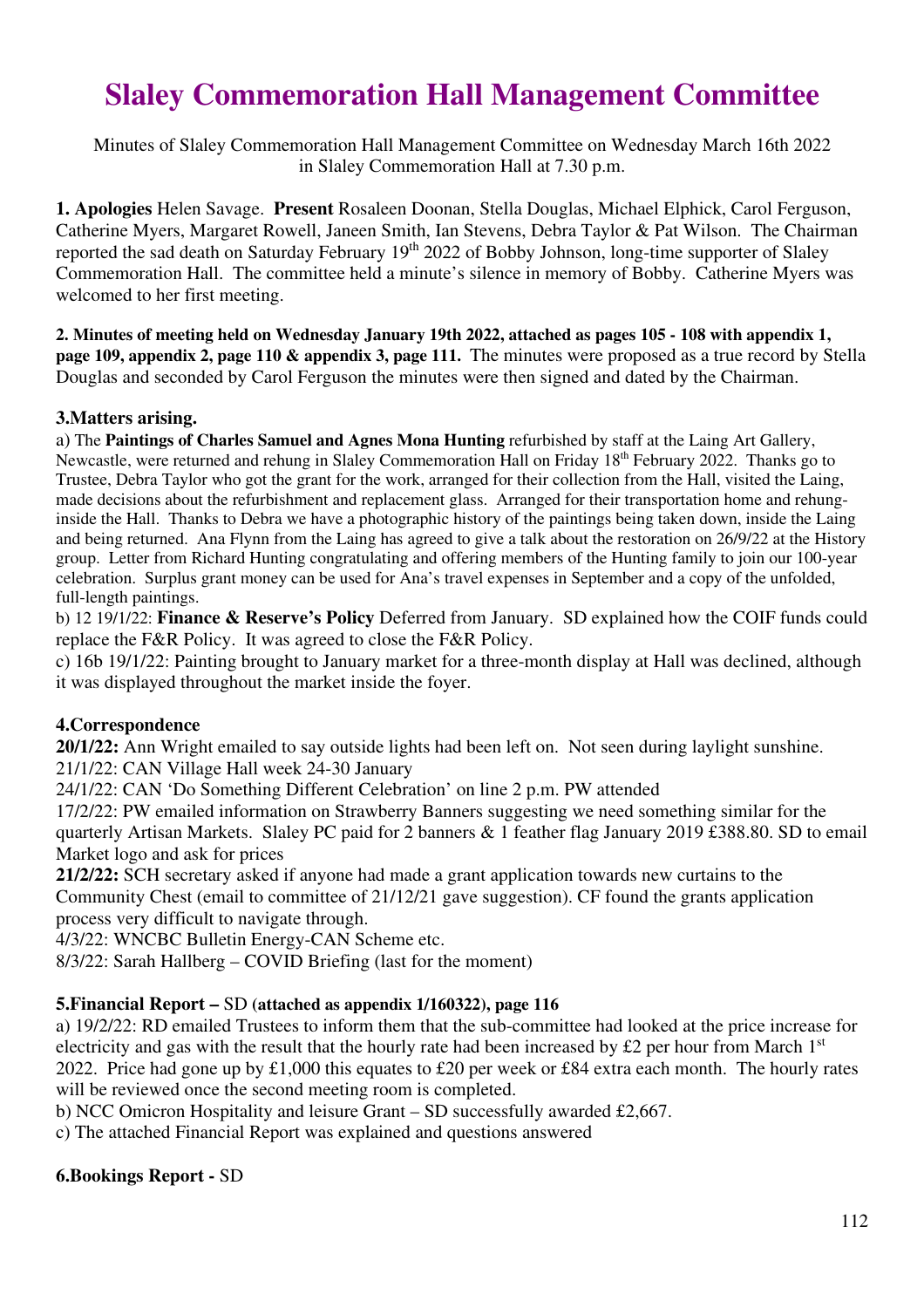# Slaley Commemoration Hall Management Committee

Minutes of Slaley Commemoration Hall Management Committee on Wednesday March 16th 2022 in Slaley Commemoration Hall at 7.30 p.m.

**1. Apologies** Helen Savage. **Present** Rosaleen Doonan, Stella Douglas, Michael Elphick, Carol Ferguson, Catherine Myers, Margaret Rowell, Janeen Smith, Ian Stevens, Debra Taylor & Pat Wilson. The Chairman reported the sad death on Saturday February 19th 2022 of Bobby Johnson, long-time supporter of Slaley Commemoration Hall. The committee held a minute's silence in memory of Bobby. Catherine Myers was welcomed to her first meeting.

**2. Minutes of meeting held on Wednesday January 19th 2022, attached as pages 105 - 108 with appendix 1, page 109, appendix 2, page 110 & appendix 3, page 111.** The minutes were proposed as a true record by Stella Douglas and seconded by Carol Ferguson the minutes were then signed and dated by the Chairman.

### 3.Matters arising.

a) The **Paintings of Charles Samuel and Agnes Mona Hunting** refurbished by staff at the Laing Art Gallery, Newcastle, were returned and rehung in Slaley Commemoration Hall on Friday 18th February 2022. Thanks go to Trustee, Debra Taylor who got the grant for the work, arranged for their collection from the Hall, visited the Laing, made decisions about the refurbishment and replacement glass. Arranged for their transportation home and rehung-inside the Hall. Thanks to Debra we have a photographic history of the paintings being taken down, inside the Laing and being returned. Ana Flynn from the Laing has agreed to give a talk about the restoration on 26/9/22 at the History group. Letter from Richard Hunting congratulating and offering members of the Hunting family to join our 100-year celebration. Surplus grant money can be used for Ana's travel expenses in September and a copy of the unfolded, full-length paintings.

b) 12 19/1/22: **Finance & Reserve's Policy** Deferred from January. SD explained how the COIF funds could replace the F&R Policy. It was agreed to close the F&R Policy.

c) 16b 19/1/22: Painting brought to January market for a three-month display at Hall was declined, although it was displayed throughout the market inside the foyer.

### 4.Correspondence

**20/1/22:** Ann Wright emailed to say outside lights had been left on. Not seen during laylight sunshine.
21/1/22: CAN Village Hall week 24-30 January
24/1/22: CAN 'Do Something Different Celebration' on line 2 p.m. PW attended
17/2/22: PW emailed information on Strawberry Banners suggesting we need something similar for the quarterly Artisan Markets. Slaley PC paid for 2 banners & 1 feather flag January 2019 £388.80. SD to email Market logo and ask for prices
**21/2/22:** SCH secretary asked if anyone had made a grant application towards new curtains to the Community Chest (email to committee of 21/12/21 gave suggestion). CF found the grants application process very difficult to navigate through.
4/3/22: WNCBC Bulletin Energy-CAN Scheme etc.
8/3/22: Sarah Hallberg – COVID Briefing (last for the moment)

### 5.Financial Report – SD (attached as appendix 1/160322), page 116

a) 19/2/22: RD emailed Trustees to inform them that the sub-committee had looked at the price increase for electricity and gas with the result that the hourly rate had been increased by £2 per hour from March 1st 2022. Price had gone up by £1,000 this equates to £20 per week or £84 extra each month. The hourly rates will be reviewed once the second meeting room is completed.

b) NCC Omicron Hospitality and leisure Grant – SD successfully awarded £2,667.

c) The attached Financial Report was explained and questions answered

### 6.Bookings Report - SD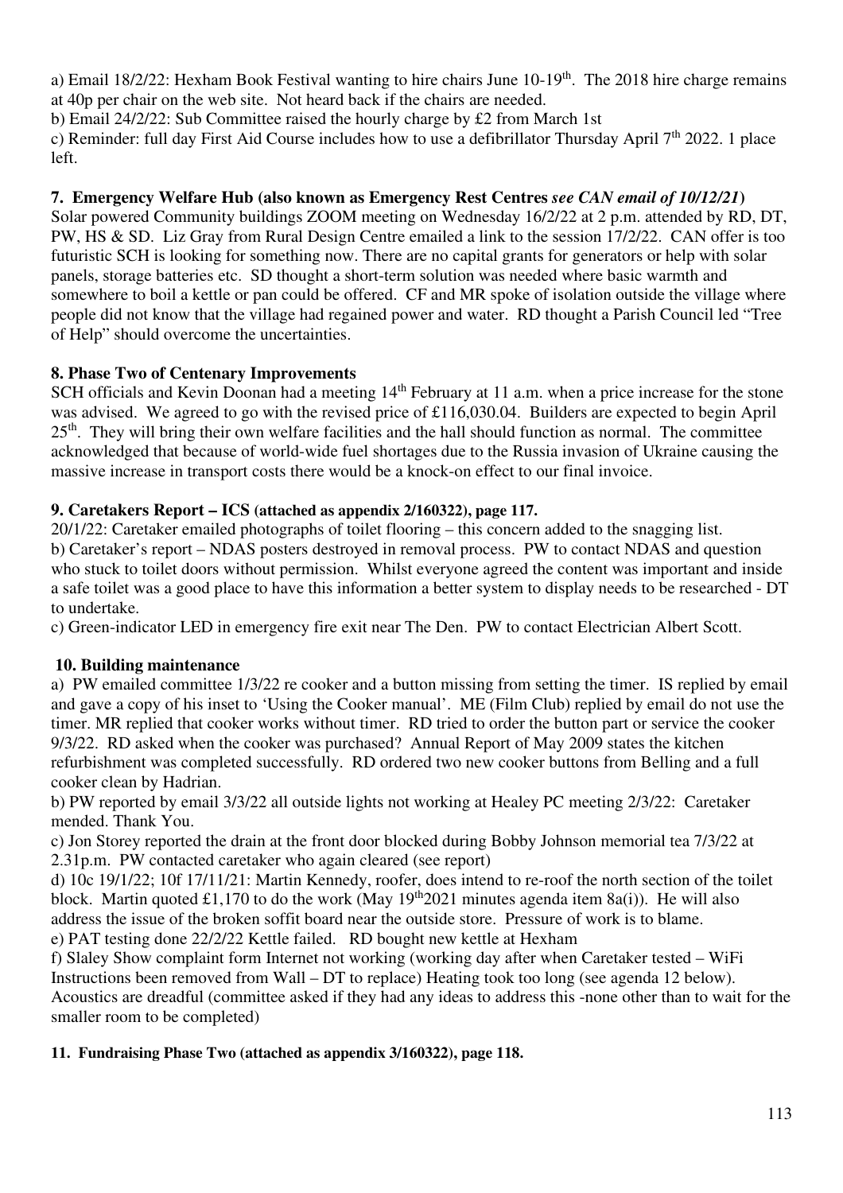a) Email 18/2/22: Hexham Book Festival wanting to hire chairs June 10-19th. The 2018 hire charge remains at 40p per chair on the web site. Not heard back if the chairs are needed.

b) Email 24/2/22: Sub Committee raised the hourly charge by £2 from March 1st

c) Reminder: full day First Aid Course includes how to use a defibrillator Thursday April 7th 2022. 1 place left.

**7. Emergency Welfare Hub (also known as Emergency Rest Centres *see CAN email of 10/12/21*)**

Solar powered Community buildings ZOOM meeting on Wednesday 16/2/22 at 2 p.m. attended by RD, DT, PW, HS & SD. Liz Gray from Rural Design Centre emailed a link to the session 17/2/22. CAN offer is too futuristic SCH is looking for something now. There are no capital grants for generators or help with solar panels, storage batteries etc. SD thought a short-term solution was needed where basic warmth and somewhere to boil a kettle or pan could be offered. CF and MR spoke of isolation outside the village where people did not know that the village had regained power and water. RD thought a Parish Council led "Tree of Help" should overcome the uncertainties.

**8. Phase Two of Centenary Improvements**

SCH officials and Kevin Doonan had a meeting 14th February at 11 a.m. when a price increase for the stone was advised. We agreed to go with the revised price of £116,030.04. Builders are expected to begin April 25th. They will bring their own welfare facilities and the hall should function as normal. The committee acknowledged that because of world-wide fuel shortages due to the Russia invasion of Ukraine causing the massive increase in transport costs there would be a knock-on effect to our final invoice.

**9. Caretakers Report – ICS (attached as appendix 2/160322), page 117.**

20/1/22: Caretaker emailed photographs of toilet flooring – this concern added to the snagging list.

b) Caretaker's report – NDAS posters destroyed in removal process. PW to contact NDAS and question who stuck to toilet doors without permission. Whilst everyone agreed the content was important and inside a safe toilet was a good place to have this information a better system to display needs to be researched - DT to undertake.

c) Green-indicator LED in emergency fire exit near The Den. PW to contact Electrician Albert Scott.

**10. Building maintenance**

a) PW emailed committee 1/3/22 re cooker and a button missing from setting the timer. IS replied by email and gave a copy of his inset to 'Using the Cooker manual'. ME (Film Club) replied by email do not use the timer. MR replied that cooker works without timer. RD tried to order the button part or service the cooker 9/3/22. RD asked when the cooker was purchased? Annual Report of May 2009 states the kitchen refurbishment was completed successfully. RD ordered two new cooker buttons from Belling and a full cooker clean by Hadrian.

b) PW reported by email 3/3/22 all outside lights not working at Healey PC meeting 2/3/22: Caretaker mended. Thank You.

c) Jon Storey reported the drain at the front door blocked during Bobby Johnson memorial tea 7/3/22 at 2.31p.m. PW contacted caretaker who again cleared (see report)

d) 10c 19/1/22; 10f 17/11/21: Martin Kennedy, roofer, does intend to re-roof the north section of the toilet block. Martin quoted £1,170 to do the work (May 19th2021 minutes agenda item 8a(i)). He will also address the issue of the broken soffit board near the outside store. Pressure of work is to blame.

e) PAT testing done 22/2/22 Kettle failed. RD bought new kettle at Hexham

f) Slaley Show complaint form Internet not working (working day after when Caretaker tested – WiFi Instructions been removed from Wall – DT to replace) Heating took too long (see agenda 12 below). Acoustics are dreadful (committee asked if they had any ideas to address this -none other than to wait for the smaller room to be completed)

**11. Fundraising Phase Two (attached as appendix 3/160322), page 118.**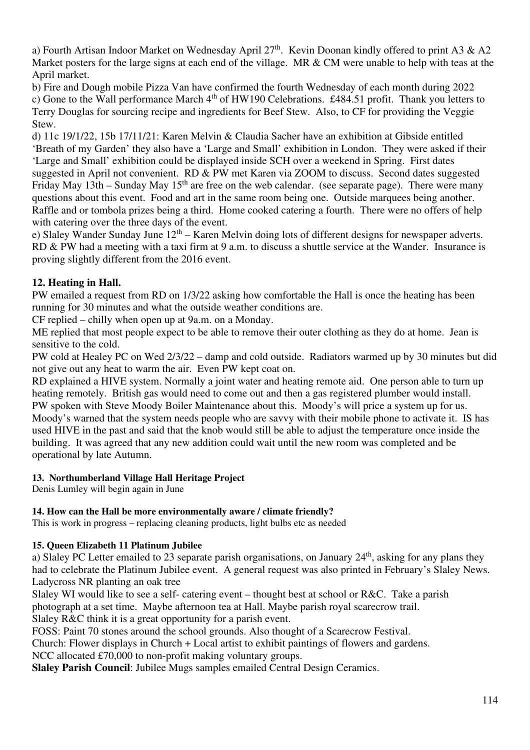a) Fourth Artisan Indoor Market on Wednesday April 27th. Kevin Doonan kindly offered to print A3 & A2 Market posters for the large signs at each end of the village. MR & CM were unable to help with teas at the April market.

b) Fire and Dough mobile Pizza Van have confirmed the fourth Wednesday of each month during 2022

c) Gone to the Wall performance March 4th of HW190 Celebrations. £484.51 profit. Thank you letters to Terry Douglas for sourcing recipe and ingredients for Beef Stew. Also, to CF for providing the Veggie Stew.

d) 11c 19/1/22, 15b 17/11/21: Karen Melvin & Claudia Sacher have an exhibition at Gibside entitled 'Breath of my Garden' they also have a 'Large and Small' exhibition in London. They were asked if their 'Large and Small' exhibition could be displayed inside SCH over a weekend in Spring. First dates suggested in April not convenient. RD & PW met Karen via ZOOM to discuss. Second dates suggested Friday May 13th – Sunday May 15th are free on the web calendar. (see separate page). There were many questions about this event. Food and art in the same room being one. Outside marquees being another. Raffle and or tombola prizes being a third. Home cooked catering a fourth. There were no offers of help with catering over the three days of the event.

e) Slaley Wander Sunday June 12th – Karen Melvin doing lots of different designs for newspaper adverts. RD & PW had a meeting with a taxi firm at 9 a.m. to discuss a shuttle service at the Wander. Insurance is proving slightly different from the 2016 event.

**12. Heating in Hall.**

PW emailed a request from RD on 1/3/22 asking how comfortable the Hall is once the heating has been running for 30 minutes and what the outside weather conditions are.

CF replied – chilly when open up at 9a.m. on a Monday.

ME replied that most people expect to be able to remove their outer clothing as they do at home. Jean is sensitive to the cold.

PW cold at Healey PC on Wed 2/3/22 – damp and cold outside. Radiators warmed up by 30 minutes but did not give out any heat to warm the air. Even PW kept coat on.

RD explained a HIVE system. Normally a joint water and heating remote aid. One person able to turn up heating remotely. British gas would need to come out and then a gas registered plumber would install.

PW spoken with Steve Moody Boiler Maintenance about this. Moody's will price a system up for us. Moody's warned that the system needs people who are savvy with their mobile phone to activate it. IS has used HIVE in the past and said that the knob would still be able to adjust the temperature once inside the building. It was agreed that any new addition could wait until the new room was completed and be operational by late Autumn.

**13. Northumberland Village Hall Heritage Project**

Denis Lumley will begin again in June

**14. How can the Hall be more environmentally aware / climate friendly?**

This is work in progress – replacing cleaning products, light bulbs etc as needed

**15. Queen Elizabeth 11 Platinum Jubilee**

a) Slaley PC Letter emailed to 23 separate parish organisations, on January 24th, asking for any plans they had to celebrate the Platinum Jubilee event. A general request was also printed in February's Slaley News.

Ladycross NR planting an oak tree

Slaley WI would like to see a self- catering event – thought best at school or R&C. Take a parish photograph at a set time. Maybe afternoon tea at Hall. Maybe parish royal scarecrow trail.

Slaley R&C think it is a great opportunity for a parish event.

FOSS: Paint 70 stones around the school grounds. Also thought of a Scarecrow Festival.

Church: Flower displays in Church + Local artist to exhibit paintings of flowers and gardens.

NCC allocated £70,000 to non-profit making voluntary groups.

**Slaley Parish Council**: Jubilee Mugs samples emailed Central Design Ceramics.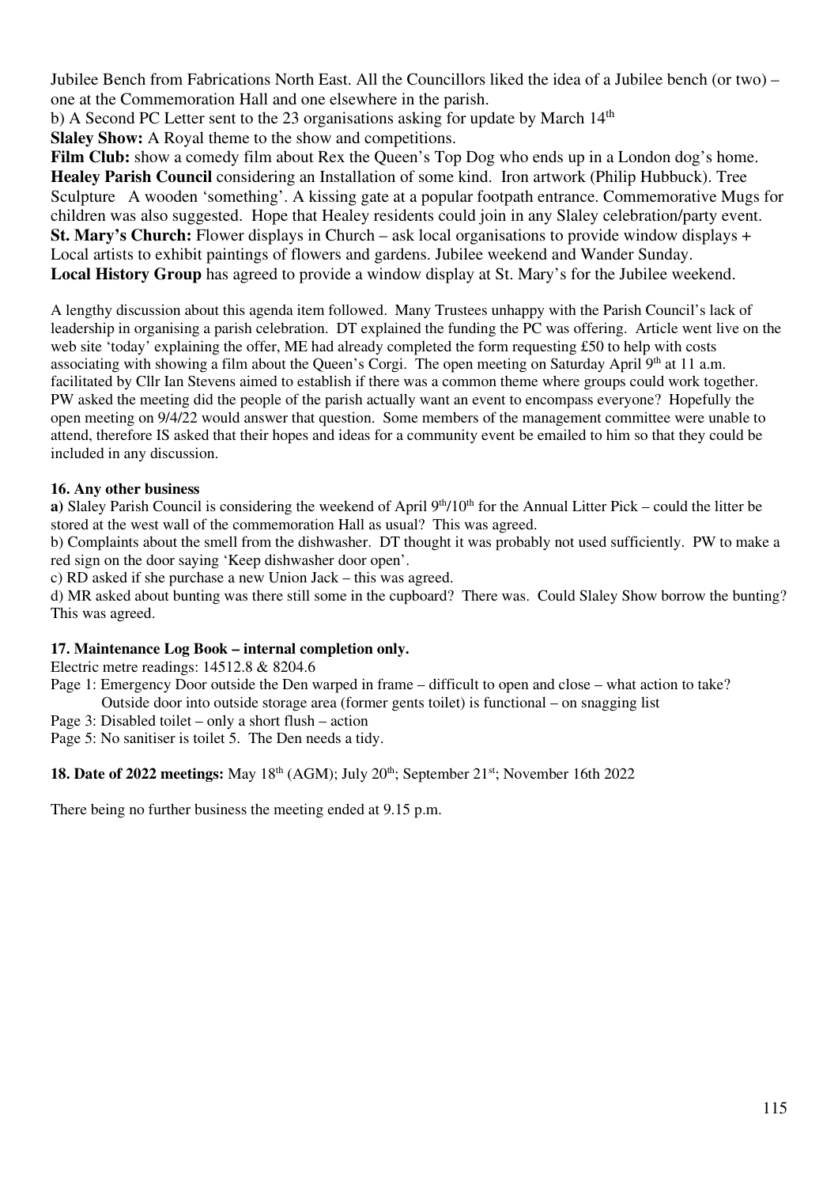Jubilee Bench from Fabrications North East. All the Councillors liked the idea of a Jubilee bench (or two) – one at the Commemoration Hall and one elsewhere in the parish.

b) A Second PC Letter sent to the 23 organisations asking for update by March 14th

**Slaley Show:** A Royal theme to the show and competitions.

**Film Club:** show a comedy film about Rex the Queen's Top Dog who ends up in a London dog's home.

**Healey Parish Council** considering an Installation of some kind. Iron artwork (Philip Hubbuck). Tree Sculpture A wooden 'something'. A kissing gate at a popular footpath entrance. Commemorative Mugs for children was also suggested. Hope that Healey residents could join in any Slaley celebration/party event.

**St. Mary's Church:** Flower displays in Church – ask local organisations to provide window displays + Local artists to exhibit paintings of flowers and gardens. Jubilee weekend and Wander Sunday.

**Local History Group** has agreed to provide a window display at St. Mary's for the Jubilee weekend.

A lengthy discussion about this agenda item followed. Many Trustees unhappy with the Parish Council's lack of leadership in organising a parish celebration. DT explained the funding the PC was offering. Article went live on the web site 'today' explaining the offer, ME had already completed the form requesting £50 to help with costs associating with showing a film about the Queen's Corgi. The open meeting on Saturday April 9th at 11 a.m. facilitated by Cllr Ian Stevens aimed to establish if there was a common theme where groups could work together. PW asked the meeting did the people of the parish actually want an event to encompass everyone? Hopefully the open meeting on 9/4/22 would answer that question. Some members of the management committee were unable to attend, therefore IS asked that their hopes and ideas for a community event be emailed to him so that they could be included in any discussion.

**16. Any other business**

**a)** Slaley Parish Council is considering the weekend of April 9th/10th for the Annual Litter Pick – could the litter be stored at the west wall of the commemoration Hall as usual? This was agreed.

b) Complaints about the smell from the dishwasher. DT thought it was probably not used sufficiently. PW to make a red sign on the door saying 'Keep dishwasher door open'.

c) RD asked if she purchase a new Union Jack – this was agreed.

d) MR asked about bunting was there still some in the cupboard? There was. Could Slaley Show borrow the bunting? This was agreed.

**17. Maintenance Log Book – internal completion only.**

Electric metre readings: 14512.8 & 8204.6

Page 1: Emergency Door outside the Den warped in frame – difficult to open and close – what action to take?
Outside door into outside storage area (former gents toilet) is functional – on snagging list

Page 3: Disabled toilet – only a short flush – action

Page 5: No sanitiser is toilet 5. The Den needs a tidy.

**18. Date of 2022 meetings:** May 18th (AGM); July 20th; September 21st; November 16th 2022

There being no further business the meeting ended at 9.15 p.m.